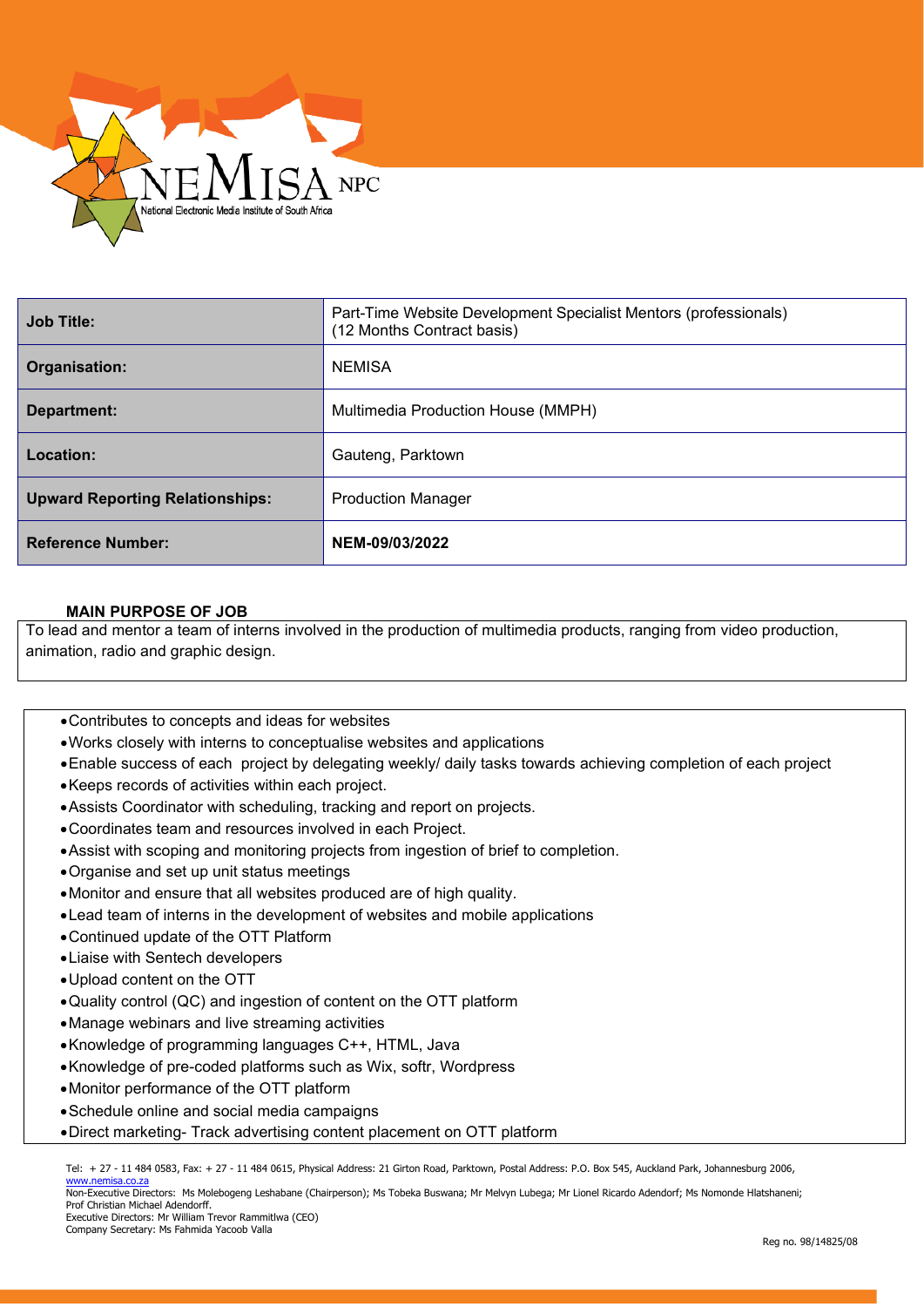| Job Title: | Part-Time Website Development Specialist Mentors (professionals) (12 Months Contract basis) |
|---|---|
| Organisation: | NEMISA |
| Department: | Multimedia Production House (MMPH) |
| Location: | Gauteng, Parktown |
| Upward Reporting Relationships: | Production Manager |
| Reference Number: | **NEM-09/03/2022** |

**MAIN PURPOSE OF JOB**

To lead and mentor a team of interns involved in the production of multimedia products, ranging from video production, animation, radio and graphic design.

- Contributes to concepts and ideas for websites
- Works closely with interns to conceptualise websites and applications
- Enable success of each project by delegating weekly/ daily tasks towards achieving completion of each project
- Keeps records of activities within each project.
- Assists Coordinator with scheduling, tracking and report on projects.
- Coordinates team and resources involved in each Project.
- Assist with scoping and monitoring projects from ingestion of brief to completion.
- Organise and set up unit status meetings
- Monitor and ensure that all websites produced are of high quality.
- Lead team of interns in the development of websites and mobile applications
- Continued update of the OTT Platform
- Liaise with Sentech developers
- Upload content on the OTT
- Quality control (QC) and ingestion of content on the OTT platform
- Manage webinars and live streaming activities
- Knowledge of programming languages C++, HTML, Java
- Knowledge of pre-coded platforms such as Wix, softr, Wordpress
- Monitor performance of the OTT platform
- Schedule online and social media campaigns
- Direct marketing- Track advertising content placement on OTT platform

Tel: + 27 - 11 484 0583, Fax: + 27 - 11 484 0615, Physical Address: 21 Girton Road, Parktown, Postal Address: P.O. Box 545, Auckland Park, Johannesburg 2006, www.nemisa.co.za
Non-Executive Directors: Ms Molebogeng Leshabane (Chairperson); Ms Tobeka Buswana; Mr Melvyn Lubega; Mr Lionel Ricardo Adendorf; Ms Nomonde Hlatshaneni; Prof Christian Michael Adendorff.
Executive Directors: Mr William Trevor Rammitlwa (CEO)
Company Secretary: Ms Fahmida Yacoob Valla

Reg no. 98/14825/08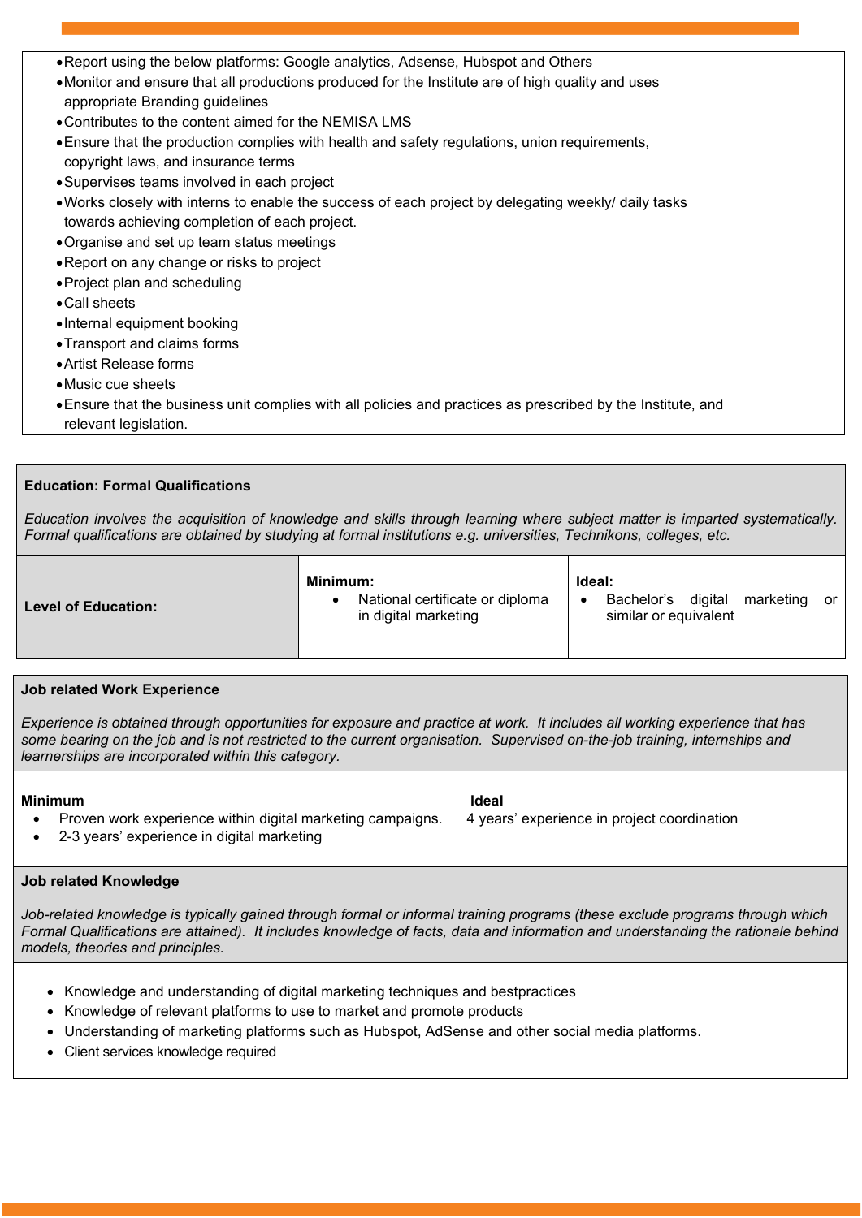- Report using the below platforms: Google analytics, Adsense, Hubspot and Others
- Monitor and ensure that all productions produced for the Institute are of high quality and uses appropriate Branding guidelines
- Contributes to the content aimed for the NEMISA LMS
- Ensure that the production complies with health and safety regulations, union requirements, copyright laws, and insurance terms
- Supervises teams involved in each project
- Works closely with interns to enable the success of each project by delegating weekly/ daily tasks towards achieving completion of each project.
- Organise and set up team status meetings
- Report on any change or risks to project
- Project plan and scheduling
- Call sheets
- Internal equipment booking
- Transport and claims forms
- Artist Release forms
- Music cue sheets
- Ensure that the business unit complies with all policies and practices as prescribed by the Institute, and relevant legislation.

**Education: Formal Qualifications**

*Education involves the acquisition of knowledge and skills through learning where subject matter is imparted systematically. Formal qualifications are obtained by studying at formal institutions e.g. universities, Technikons, colleges, etc.*

| **Level of Education:** | **Minimum:** | **Ideal:** |
|---|---|---|
| | • National certificate or diploma in digital marketing | • Bachelor's digital marketing or similar or equivalent |

**Job related Work Experience**

*Experience is obtained through opportunities for exposure and practice at work. It includes all working experience that has some bearing on the job and is not restricted to the current organisation. Supervised on-the-job training, internships and learnerships are incorporated within this category.*

| **Minimum** | **Ideal** |
|---|---|
| • Proven work experience within digital marketing campaigns.<br>• 2-3 years' experience in digital marketing | 4 years' experience in project coordination |

**Job related Knowledge**

*Job-related knowledge is typically gained through formal or informal training programs (these exclude programs through which Formal Qualifications are attained). It includes knowledge of facts, data and information and understanding the rationale behind models, theories and principles.*

- Knowledge and understanding of digital marketing techniques and bestpractices
- Knowledge of relevant platforms to use to market and promote products
- Understanding of marketing platforms such as Hubspot, AdSense and other social media platforms.
- Client services knowledge required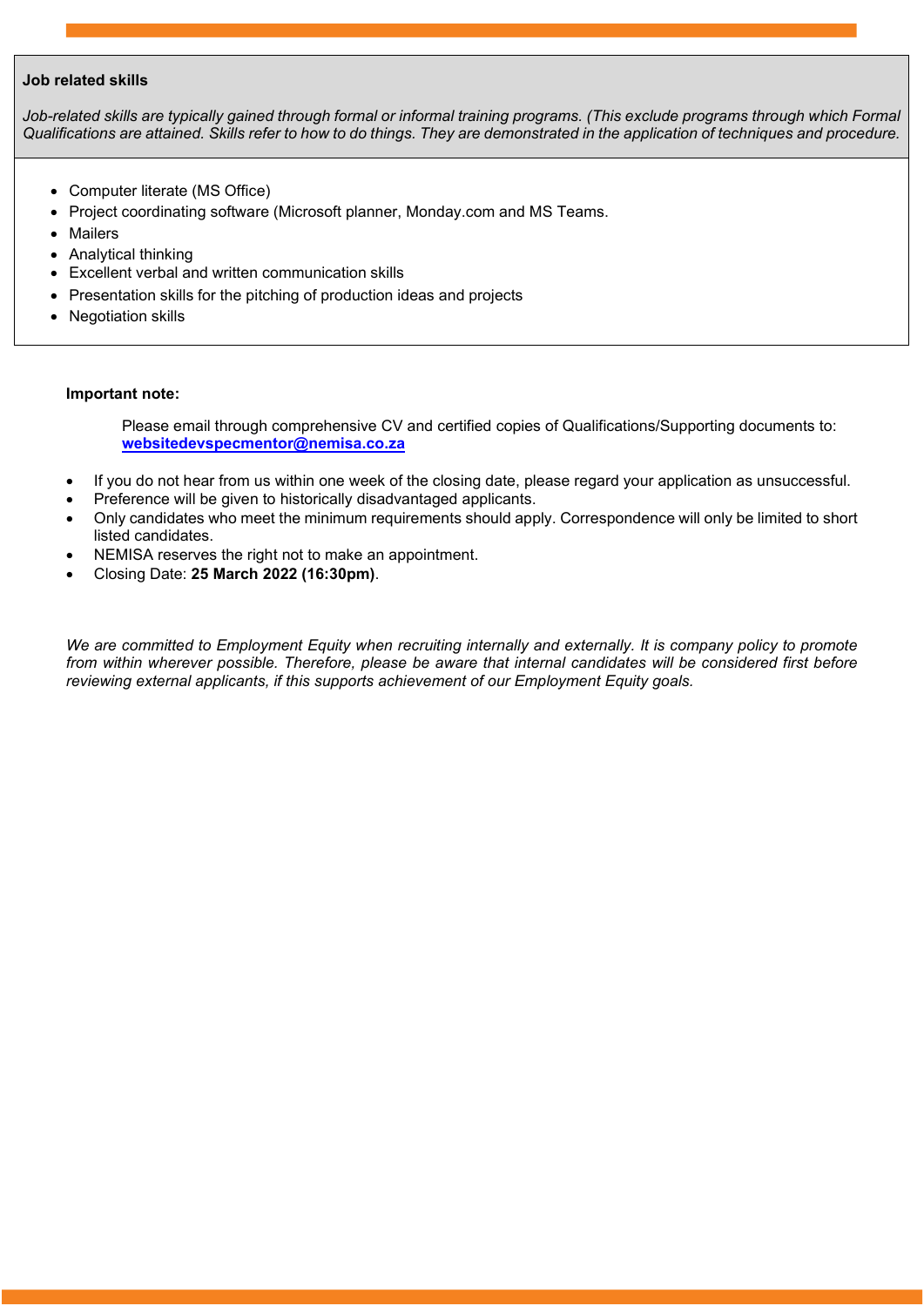**Job related skills**

*Job-related skills are typically gained through formal or informal training programs. (This exclude programs through which Formal Qualifications are attained. Skills refer to how to do things. They are demonstrated in the application of techniques and procedure.*

- Computer literate (MS Office)
- Project coordinating software (Microsoft planner, Monday.com and MS Teams.
- Mailers
- Analytical thinking
- Excellent verbal and written communication skills
- Presentation skills for the pitching of production ideas and projects
- Negotiation skills

**Important note:**

Please email through comprehensive CV and certified copies of Qualifications/Supporting documents to: **websitedevspecmentor@nemisa.co.za**

- If you do not hear from us within one week of the closing date, please regard your application as unsuccessful.
- Preference will be given to historically disadvantaged applicants.
- Only candidates who meet the minimum requirements should apply. Correspondence will only be limited to short listed candidates.
- NEMISA reserves the right not to make an appointment.
- Closing Date: **25 March 2022 (16:30pm)**.

*We are committed to Employment Equity when recruiting internally and externally. It is company policy to promote from within wherever possible. Therefore, please be aware that internal candidates will be considered first before reviewing external applicants, if this supports achievement of our Employment Equity goals.*